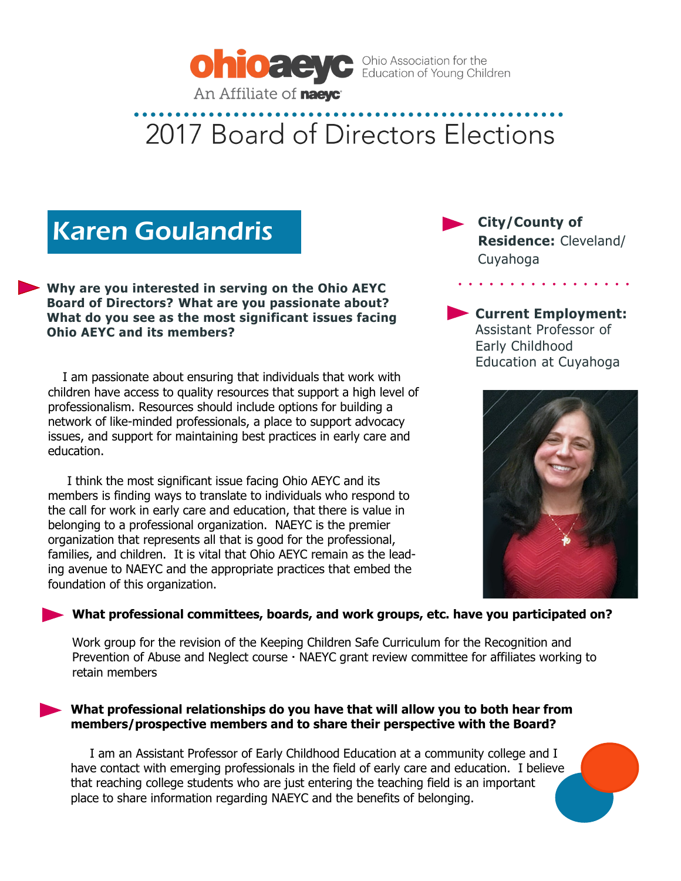ohioaeyc — Ohio Association for the Education of Young Children

An Affiliate of naeyc

# 2017 Board of Directors Elections

## Karen Goulandris

**City/County of Residence:** Cleveland/ Cuyahoga

**Current Employment:** Assistant Professor of Early Childhood Education at Cuyahoga

**Why are you interested in serving on the Ohio AEYC Board of Directors? What are you passionate about? What do you see as the most significant issues facing Ohio AEYC and its members?**

I am passionate about ensuring that individuals that work with children have access to quality resources that support a high level of professionalism. Resources should include options for building a network of like-minded professionals, a place to support advocacy issues, and support for maintaining best practices in early care and education.

I think the most significant issue facing Ohio AEYC and its members is finding ways to translate to individuals who respond to the call for work in early care and education, that there is value in belonging to a professional organization. NAEYC is the premier organization that represents all that is good for the professional, families, and children. It is vital that Ohio AEYC remain as the leading avenue to NAEYC and the appropriate practices that embed the foundation of this organization.

**What professional committees, boards, and work groups, etc. have you participated on?**

Work group for the revision of the Keeping Children Safe Curriculum for the Recognition and Prevention of Abuse and Neglect course · NAEYC grant review committee for affiliates working to retain members

**What professional relationships do you have that will allow you to both hear from members/prospective members and to share their perspective with the Board?**

I am an Assistant Professor of Early Childhood Education at a community college and I have contact with emerging professionals in the field of early care and education. I believe that reaching college students who are just entering the teaching field is an important place to share information regarding NAEYC and the benefits of belonging.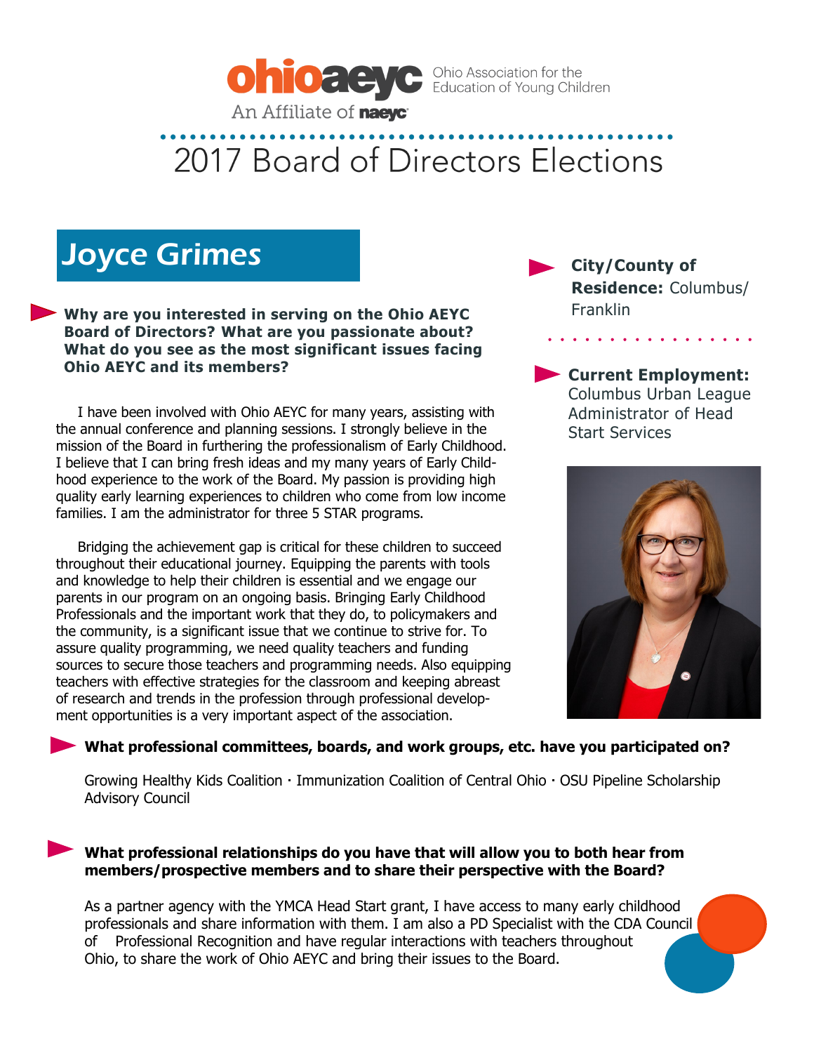ohioaeyc Ohio Association for the Education of Young Children

An Affiliate of naeyc

# 2017 Board of Directors Elections

## Joyce Grimes

**City/County of Residence:** Columbus/ Franklin

**Current Employment:** Columbus Urban League Administrator of Head Start Services

**Why are you interested in serving on the Ohio AEYC Board of Directors? What are you passionate about? What do you see as the most significant issues facing Ohio AEYC and its members?**

I have been involved with Ohio AEYC for many years, assisting with the annual conference and planning sessions. I strongly believe in the mission of the Board in furthering the professionalism of Early Childhood. I believe that I can bring fresh ideas and my many years of Early Childhood experience to the work of the Board. My passion is providing high quality early learning experiences to children who come from low income families. I am the administrator for three 5 STAR programs.

Bridging the achievement gap is critical for these children to succeed throughout their educational journey. Equipping the parents with tools and knowledge to help their children is essential and we engage our parents in our program on an ongoing basis. Bringing Early Childhood Professionals and the important work that they do, to policymakers and the community, is a significant issue that we continue to strive for. To assure quality programming, we need quality teachers and funding sources to secure those teachers and programming needs. Also equipping teachers with effective strategies for the classroom and keeping abreast of research and trends in the profession through professional development opportunities is a very important aspect of the association.

**What professional committees, boards, and work groups, etc. have you participated on?**

Growing Healthy Kids Coalition · Immunization Coalition of Central Ohio · OSU Pipeline Scholarship Advisory Council

**What professional relationships do you have that will allow you to both hear from members/prospective members and to share their perspective with the Board?**

As a partner agency with the YMCA Head Start grant, I have access to many early childhood professionals and share information with them. I am also a PD Specialist with the CDA Council of Professional Recognition and have regular interactions with teachers throughout Ohio, to share the work of Ohio AEYC and bring their issues to the Board.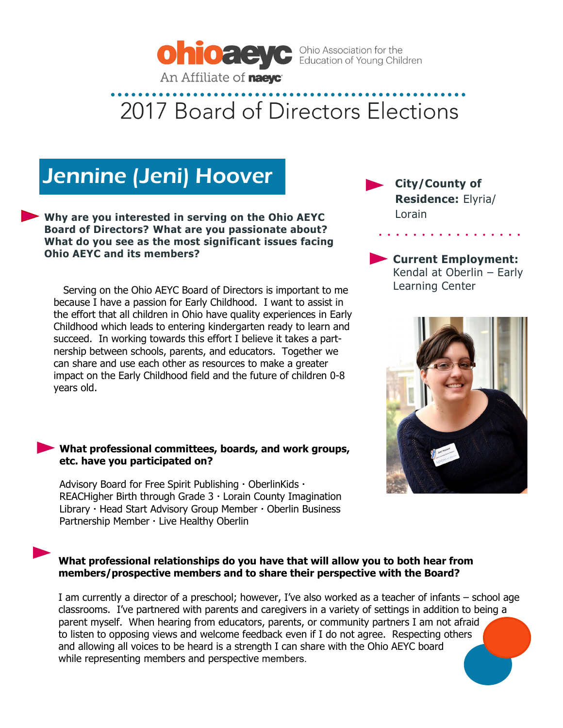ohioaeyc Ohio Association for the Education of Young Children

An Affiliate of naeyc

# 2017 Board of Directors Elections

## Jennine (Jeni) Hoover

**City/County of Residence:** Elyria/ Lorain

**Current Employment:** Kendal at Oberlin – Early Learning Center

**Why are you interested in serving on the Ohio AEYC Board of Directors? What are you passionate about? What do you see as the most significant issues facing Ohio AEYC and its members?**

Serving on the Ohio AEYC Board of Directors is important to me because I have a passion for Early Childhood. I want to assist in the effort that all children in Ohio have quality experiences in Early Childhood which leads to entering kindergarten ready to learn and succeed. In working towards this effort I believe it takes a partnership between schools, parents, and educators. Together we can share and use each other as resources to make a greater impact on the Early Childhood field and the future of children 0-8 years old.

**What professional committees, boards, and work groups, etc. have you participated on?**

Advisory Board for Free Spirit Publishing · OberlinKids · REACHigher Birth through Grade 3 · Lorain County Imagination Library · Head Start Advisory Group Member · Oberlin Business Partnership Member · Live Healthy Oberlin

**What professional relationships do you have that will allow you to both hear from members/prospective members and to share their perspective with the Board?**

I am currently a director of a preschool; however, I've also worked as a teacher of infants – school age classrooms. I've partnered with parents and caregivers in a variety of settings in addition to being a parent myself. When hearing from educators, parents, or community partners I am not afraid to listen to opposing views and welcome feedback even if I do not agree. Respecting others and allowing all voices to be heard is a strength I can share with the Ohio AEYC board while representing members and perspective members.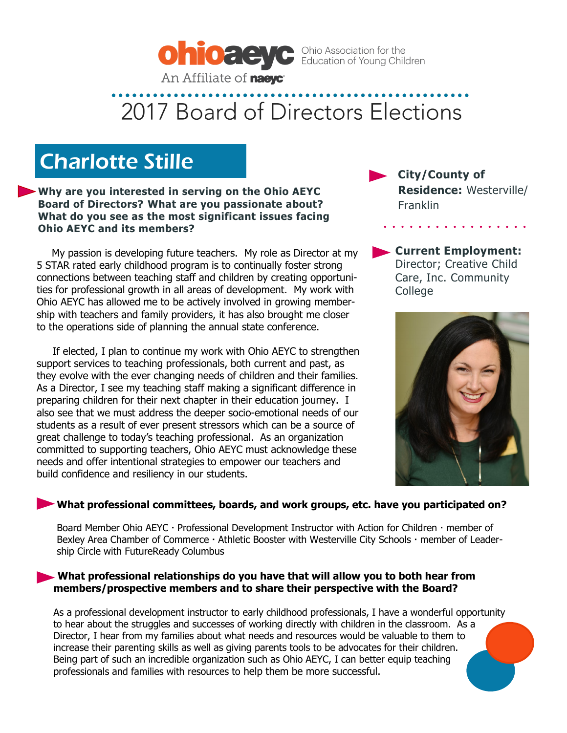ohioaeyc Ohio Association for the Education of Young Children

An Affiliate of naeyc

# 2017 Board of Directors Elections

## Charlotte Stille

**City/County of Residence:** Westerville/ Franklin

**Current Employment:** Director; Creative Child Care, Inc. Community College

**Why are you interested in serving on the Ohio AEYC Board of Directors? What are you passionate about? What do you see as the most significant issues facing Ohio AEYC and its members?**

My passion is developing future teachers. My role as Director at my 5 STAR rated early childhood program is to continually foster strong connections between teaching staff and children by creating opportunities for professional growth in all areas of development. My work with Ohio AEYC has allowed me to be actively involved in growing membership with teachers and family providers, it has also brought me closer to the operations side of planning the annual state conference.

If elected, I plan to continue my work with Ohio AEYC to strengthen support services to teaching professionals, both current and past, as they evolve with the ever changing needs of children and their families. As a Director, I see my teaching staff making a significant difference in preparing children for their next chapter in their education journey. I also see that we must address the deeper socio-emotional needs of our students as a result of ever present stressors which can be a source of great challenge to today's teaching professional. As an organization committed to supporting teachers, Ohio AEYC must acknowledge these needs and offer intentional strategies to empower our teachers and build confidence and resiliency in our students.

**What professional committees, boards, and work groups, etc. have you participated on?**

Board Member Ohio AEYC · Professional Development Instructor with Action for Children · member of Bexley Area Chamber of Commerce · Athletic Booster with Westerville City Schools · member of Leadership Circle with FutureReady Columbus

**What professional relationships do you have that will allow you to both hear from members/prospective members and to share their perspective with the Board?**

As a professional development instructor to early childhood professionals, I have a wonderful opportunity to hear about the struggles and successes of working directly with children in the classroom. As a Director, I hear from my families about what needs and resources would be valuable to them to increase their parenting skills as well as giving parents tools to be advocates for their children. Being part of such an incredible organization such as Ohio AEYC, I can better equip teaching professionals and families with resources to help them be more successful.